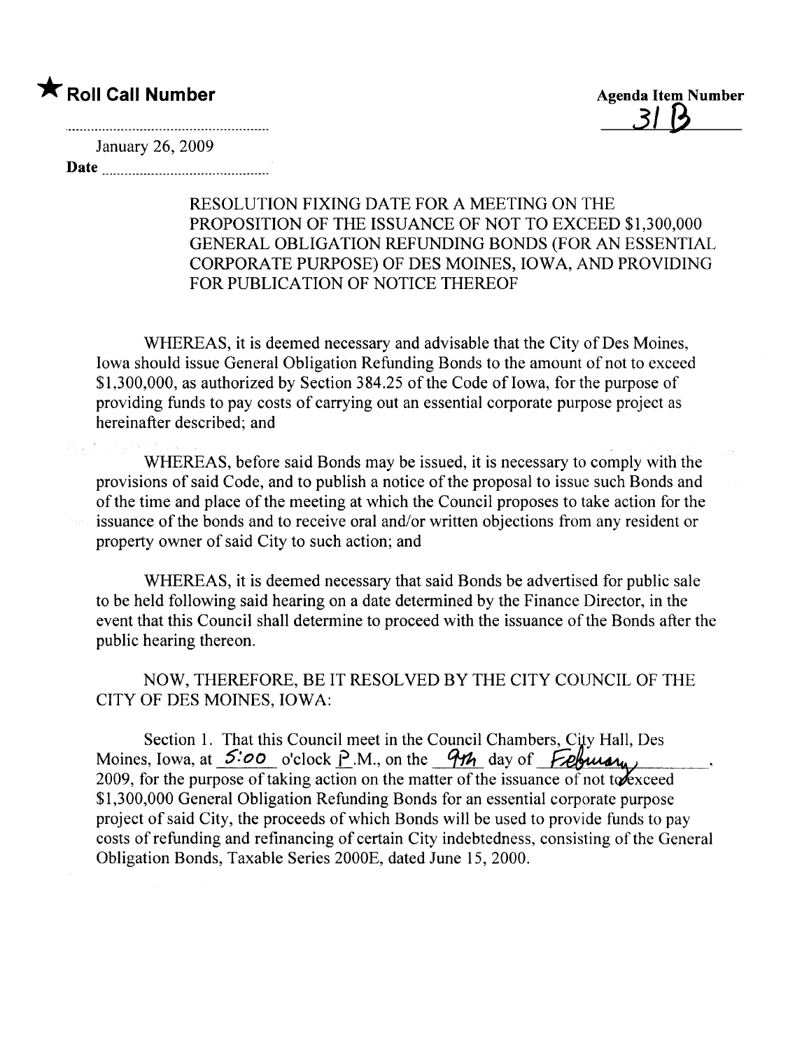★ **Roll Call Number**

**Agenda Item Number**
31 B

January 26, 2009

**Date** ..............................

RESOLUTION FIXING DATE FOR A MEETING ON THE PROPOSITION OF THE ISSUANCE OF NOT TO EXCEED $1,300,000 GENERAL OBLIGATION REFUNDING BONDS (FOR AN ESSENTIAL CORPORATE PURPOSE) OF DES MOINES, IOWA, AND PROVIDING FOR PUBLICATION OF NOTICE THEREOF

WHEREAS, it is deemed necessary and advisable that the City of Des Moines, Iowa should issue General Obligation Refunding Bonds to the amount of not to exceed $1,300,000, as authorized by Section 384.25 of the Code of Iowa, for the purpose of providing funds to pay costs of carrying out an essential corporate purpose project as hereinafter described; and

WHEREAS, before said Bonds may be issued, it is necessary to comply with the provisions of said Code, and to publish a notice of the proposal to issue such Bonds and of the time and place of the meeting at which the Council proposes to take action for the issuance of the bonds and to receive oral and/or written objections from any resident or property owner of said City to such action; and

WHEREAS, it is deemed necessary that said Bonds be advertised for public sale to be held following said hearing on a date determined by the Finance Director, in the event that this Council shall determine to proceed with the issuance of the Bonds after the public hearing thereon.

NOW, THEREFORE, BE IT RESOLVED BY THE CITY COUNCIL OF THE CITY OF DES MOINES, IOWA:

Section 1. That this Council meet in the Council Chambers, City Hall, Des Moines, Iowa, at 5:00 o'clock P.M., on the 9th day of February, 2009, for the purpose of taking action on the matter of the issuance of not to exceed $1,300,000 General Obligation Refunding Bonds for an essential corporate purpose project of said City, the proceeds of which Bonds will be used to provide funds to pay costs of refunding and refinancing of certain City indebtedness, consisting of the General Obligation Bonds, Taxable Series 2000E, dated June 15, 2000.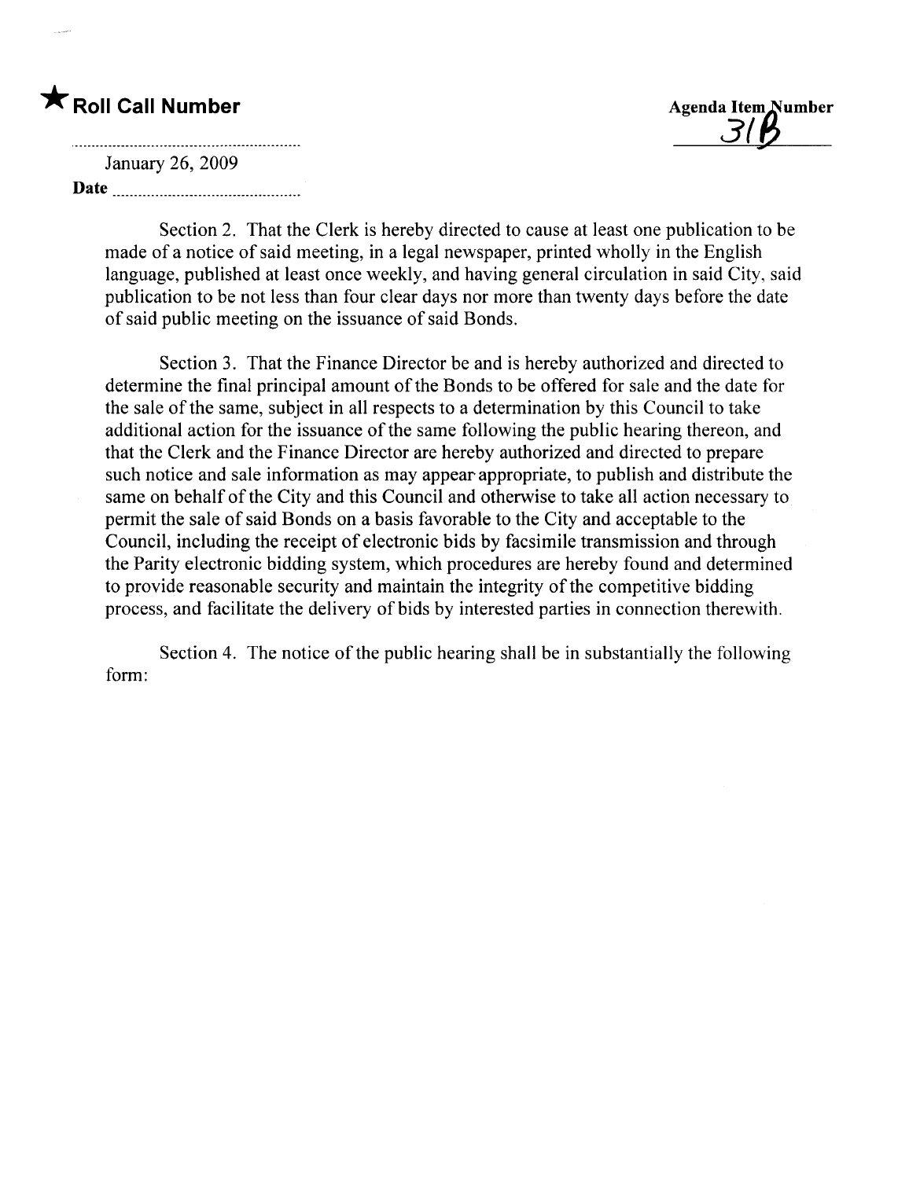★ **Roll Call Number**

Agenda Item Number 31B

January 26, 2009

Date ..........................................

Section 2. That the Clerk is hereby directed to cause at least one publication to be made of a notice of said meeting, in a legal newspaper, printed wholly in the English language, published at least once weekly, and having general circulation in said City, said publication to be not less than four clear days nor more than twenty days before the date of said public meeting on the issuance of said Bonds.

Section 3. That the Finance Director be and is hereby authorized and directed to determine the final principal amount of the Bonds to be offered for sale and the date for the sale of the same, subject in all respects to a determination by this Council to take additional action for the issuance of the same following the public hearing thereon, and that the Clerk and the Finance Director are hereby authorized and directed to prepare such notice and sale information as may appear appropriate, to publish and distribute the same on behalf of the City and this Council and otherwise to take all action necessary to permit the sale of said Bonds on a basis favorable to the City and acceptable to the Council, including the receipt of electronic bids by facsimile transmission and through the Parity electronic bidding system, which procedures are hereby found and determined to provide reasonable security and maintain the integrity of the competitive bidding process, and facilitate the delivery of bids by interested parties in connection therewith.

Section 4. The notice of the public hearing shall be in substantially the following form: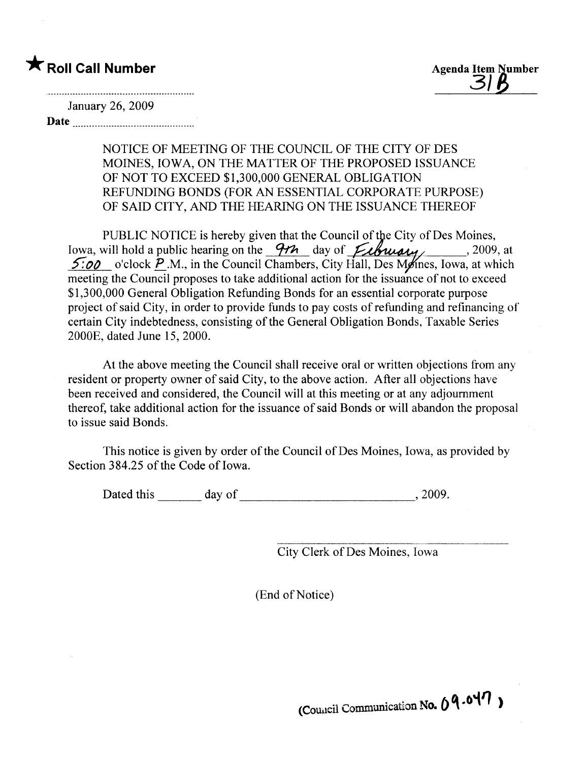★ **Roll Call Number**

**Agenda Item Number**
31B

January 26, 2009

**Date** ..............................................

NOTICE OF MEETING OF THE COUNCIL OF THE CITY OF DES MOINES, IOWA, ON THE MATTER OF THE PROPOSED ISSUANCE OF NOT TO EXCEED $1,300,000 GENERAL OBLIGATION REFUNDING BONDS (FOR AN ESSENTIAL CORPORATE PURPOSE) OF SAID CITY, AND THE HEARING ON THE ISSUANCE THEREOF

PUBLIC NOTICE is hereby given that the Council of the City of Des Moines, Iowa, will hold a public hearing on the 9th day of February, 2009, at 5:00 o'clock P.M., in the Council Chambers, City Hall, Des Moines, Iowa, at which meeting the Council proposes to take additional action for the issuance of not to exceed $1,300,000 General Obligation Refunding Bonds for an essential corporate purpose project of said City, in order to provide funds to pay costs of refunding and refinancing of certain City indebtedness, consisting of the General Obligation Bonds, Taxable Series 2000E, dated June 15, 2000.

At the above meeting the Council shall receive oral or written objections from any resident or property owner of said City, to the above action. After all objections have been received and considered, the Council will at this meeting or at any adjournment thereof, take additional action for the issuance of said Bonds or will abandon the proposal to issue said Bonds.

This notice is given by order of the Council of Des Moines, Iowa, as provided by Section 384.25 of the Code of Iowa.

Dated this _______ day of ____________________________, 2009.

____________________________________
City Clerk of Des Moines, Iowa

(End of Notice)

(Council Communication No. 09-047)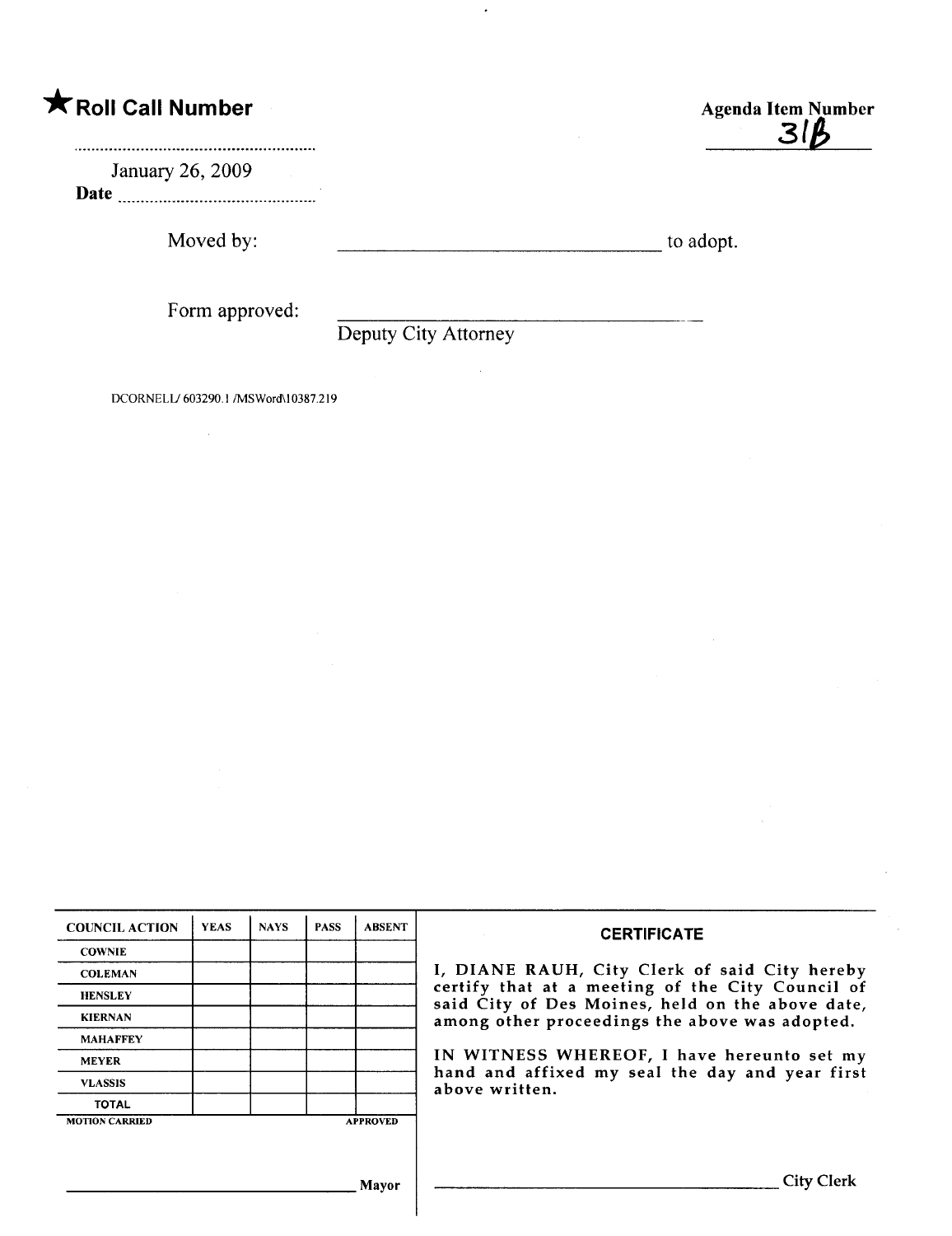★**Roll Call Number**

**Agenda Item Number**

31B

January 26, 2009

**Date**

Moved by: ______________________________ to adopt.

Form approved: ______________________________

Deputy City Attorney

DCORNELL/ 603290.1 /MSWord\10387.219

| COUNCIL ACTION | YEAS | NAYS | PASS | ABSENT |
|---|---|---|---|---|
| COWNIE | | | | |
| COLEMAN | | | | |
| HENSLEY | | | | |
| KIERNAN | | | | |
| MAHAFFEY | | | | |
| MEYER | | | | |
| VLASSIS | | | | |
| TOTAL | | | | |

MOTION CARRIED APPROVED

______________________________ Mayor

**CERTIFICATE**

I, DIANE RAUH, City Clerk of said City hereby certify that at a meeting of the City Council of said City of Des Moines, held on the above date, among other proceedings the above was adopted.

IN WITNESS WHEREOF, I have hereunto set my hand and affixed my seal the day and year first above written.

______________________________ City Clerk